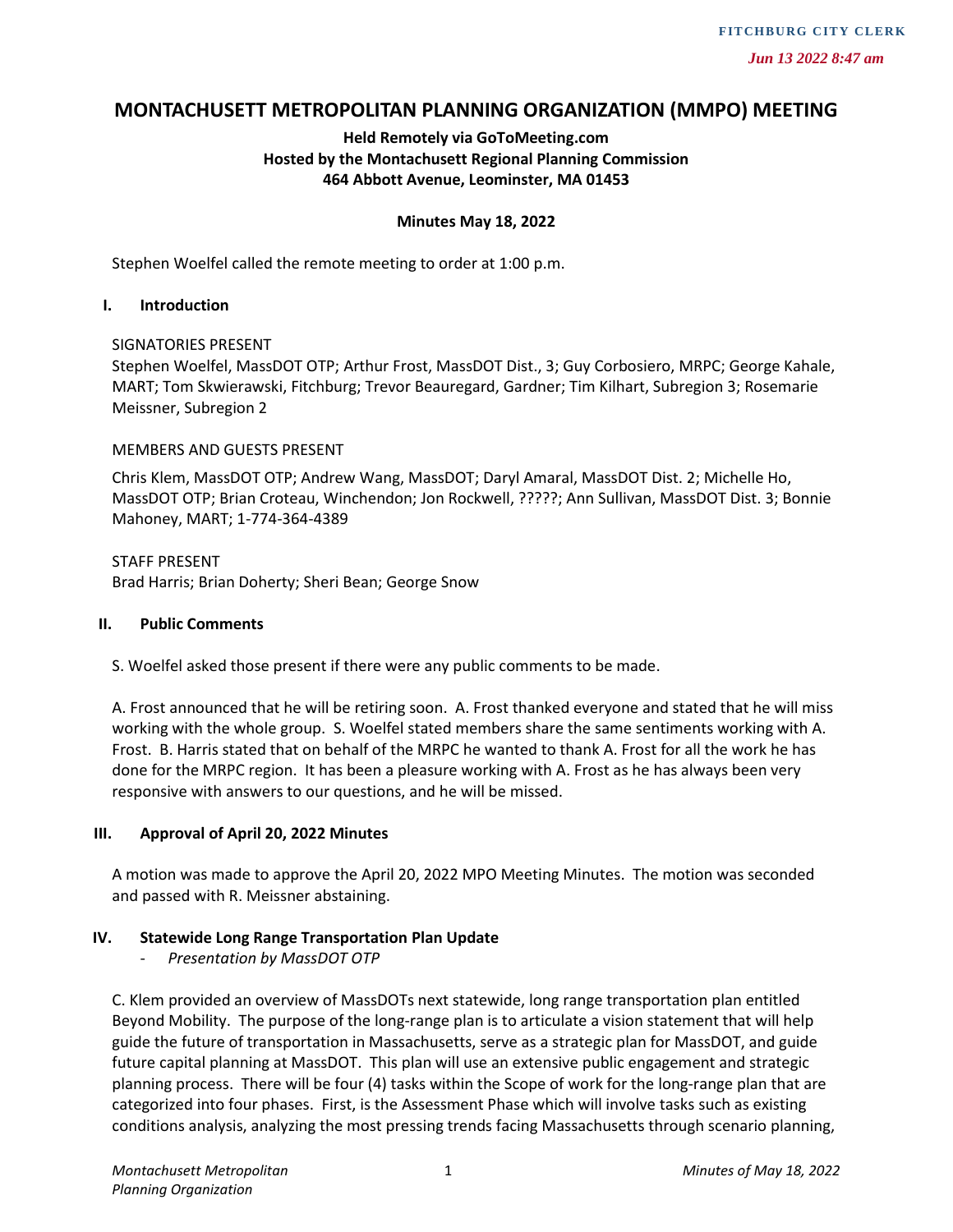FITCHBURG CITY CLERK

*Jun 13 2022 8:47 am*

# MONTACHUSETT METROPOLITAN PLANNING ORGANIZATION (MMPO) MEETING

**Held Remotely via GoToMeeting.com**
**Hosted by the Montachusett Regional Planning Commission**
**464 Abbott Avenue, Leominster, MA 01453**

**Minutes May 18, 2022**

Stephen Woelfel called the remote meeting to order at 1:00 p.m.

## I. Introduction

SIGNATORIES PRESENT
Stephen Woelfel, MassDOT OTP; Arthur Frost, MassDOT Dist., 3; Guy Corbosiero, MRPC; George Kahale, MART; Tom Skwierawski, Fitchburg; Trevor Beauregard, Gardner; Tim Kilhart, Subregion 3; Rosemarie Meissner, Subregion 2

MEMBERS AND GUESTS PRESENT

Chris Klem, MassDOT OTP; Andrew Wang, MassDOT; Daryl Amaral, MassDOT Dist. 2; Michelle Ho, MassDOT OTP; Brian Croteau, Winchendon; Jon Rockwell, ?????; Ann Sullivan, MassDOT Dist. 3; Bonnie Mahoney, MART; 1-774-364-4389

STAFF PRESENT
Brad Harris; Brian Doherty; Sheri Bean; George Snow

## II. Public Comments

S. Woelfel asked those present if there were any public comments to be made.

A. Frost announced that he will be retiring soon. A. Frost thanked everyone and stated that he will miss working with the whole group. S. Woelfel stated members share the same sentiments working with A. Frost. B. Harris stated that on behalf of the MRPC he wanted to thank A. Frost for all the work he has done for the MRPC region. It has been a pleasure working with A. Frost as he has always been very responsive with answers to our questions, and he will be missed.

## III. Approval of April 20, 2022 Minutes

A motion was made to approve the April 20, 2022 MPO Meeting Minutes. The motion was seconded and passed with R. Meissner abstaining.

## IV. Statewide Long Range Transportation Plan Update

- *Presentation by MassDOT OTP*

C. Klem provided an overview of MassDOTs next statewide, long range transportation plan entitled Beyond Mobility. The purpose of the long-range plan is to articulate a vision statement that will help guide the future of transportation in Massachusetts, serve as a strategic plan for MassDOT, and guide future capital planning at MassDOT. This plan will use an extensive public engagement and strategic planning process. There will be four (4) tasks within the Scope of work for the long-range plan that are categorized into four phases. First, is the Assessment Phase which will involve tasks such as existing conditions analysis, analyzing the most pressing trends facing Massachusetts through scenario planning,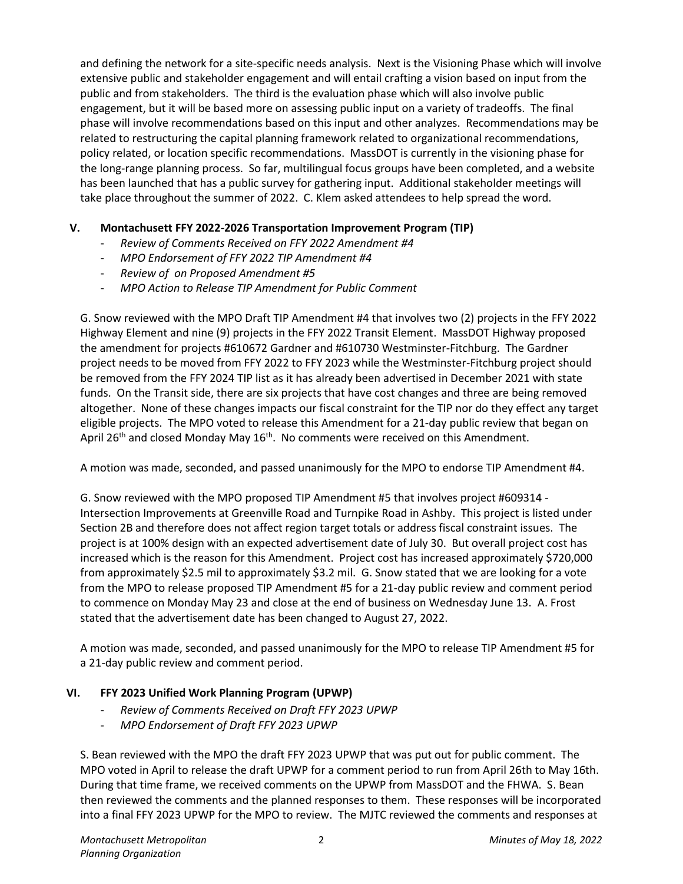and defining the network for a site-specific needs analysis. Next is the Visioning Phase which will involve extensive public and stakeholder engagement and will entail crafting a vision based on input from the public and from stakeholders. The third is the evaluation phase which will also involve public engagement, but it will be based more on assessing public input on a variety of tradeoffs. The final phase will involve recommendations based on this input and other analyzes. Recommendations may be related to restructuring the capital planning framework related to organizational recommendations, policy related, or location specific recommendations. MassDOT is currently in the visioning phase for the long-range planning process. So far, multilingual focus groups have been completed, and a website has been launched that has a public survey for gathering input. Additional stakeholder meetings will take place throughout the summer of 2022. C. Klem asked attendees to help spread the word.

## V. Montachusett FFY 2022-2026 Transportation Improvement Program (TIP)

- *Review of Comments Received on FFY 2022 Amendment #4*
- *MPO Endorsement of FFY 2022 TIP Amendment #4*
- *Review of on Proposed Amendment #5*
- *MPO Action to Release TIP Amendment for Public Comment*

G. Snow reviewed with the MPO Draft TIP Amendment #4 that involves two (2) projects in the FFY 2022 Highway Element and nine (9) projects in the FFY 2022 Transit Element. MassDOT Highway proposed the amendment for projects #610672 Gardner and #610730 Westminster-Fitchburg. The Gardner project needs to be moved from FFY 2022 to FFY 2023 while the Westminster-Fitchburg project should be removed from the FFY 2024 TIP list as it has already been advertised in December 2021 with state funds. On the Transit side, there are six projects that have cost changes and three are being removed altogether. None of these changes impacts our fiscal constraint for the TIP nor do they effect any target eligible projects. The MPO voted to release this Amendment for a 21-day public review that began on April 26th and closed Monday May 16th. No comments were received on this Amendment.

A motion was made, seconded, and passed unanimously for the MPO to endorse TIP Amendment #4.

G. Snow reviewed with the MPO proposed TIP Amendment #5 that involves project #609314 - Intersection Improvements at Greenville Road and Turnpike Road in Ashby. This project is listed under Section 2B and therefore does not affect region target totals or address fiscal constraint issues. The project is at 100% design with an expected advertisement date of July 30. But overall project cost has increased which is the reason for this Amendment. Project cost has increased approximately $720,000 from approximately $2.5 mil to approximately $3.2 mil. G. Snow stated that we are looking for a vote from the MPO to release proposed TIP Amendment #5 for a 21-day public review and comment period to commence on Monday May 23 and close at the end of business on Wednesday June 13. A. Frost stated that the advertisement date has been changed to August 27, 2022.

A motion was made, seconded, and passed unanimously for the MPO to release TIP Amendment #5 for a 21-day public review and comment period.

## VI. FFY 2023 Unified Work Planning Program (UPWP)

- *Review of Comments Received on Draft FFY 2023 UPWP*
- *MPO Endorsement of Draft FFY 2023 UPWP*

S. Bean reviewed with the MPO the draft FFY 2023 UPWP that was put out for public comment. The MPO voted in April to release the draft UPWP for a comment period to run from April 26th to May 16th. During that time frame, we received comments on the UPWP from MassDOT and the FHWA. S. Bean then reviewed the comments and the planned responses to them. These responses will be incorporated into a final FFY 2023 UPWP for the MPO to review. The MJTC reviewed the comments and responses at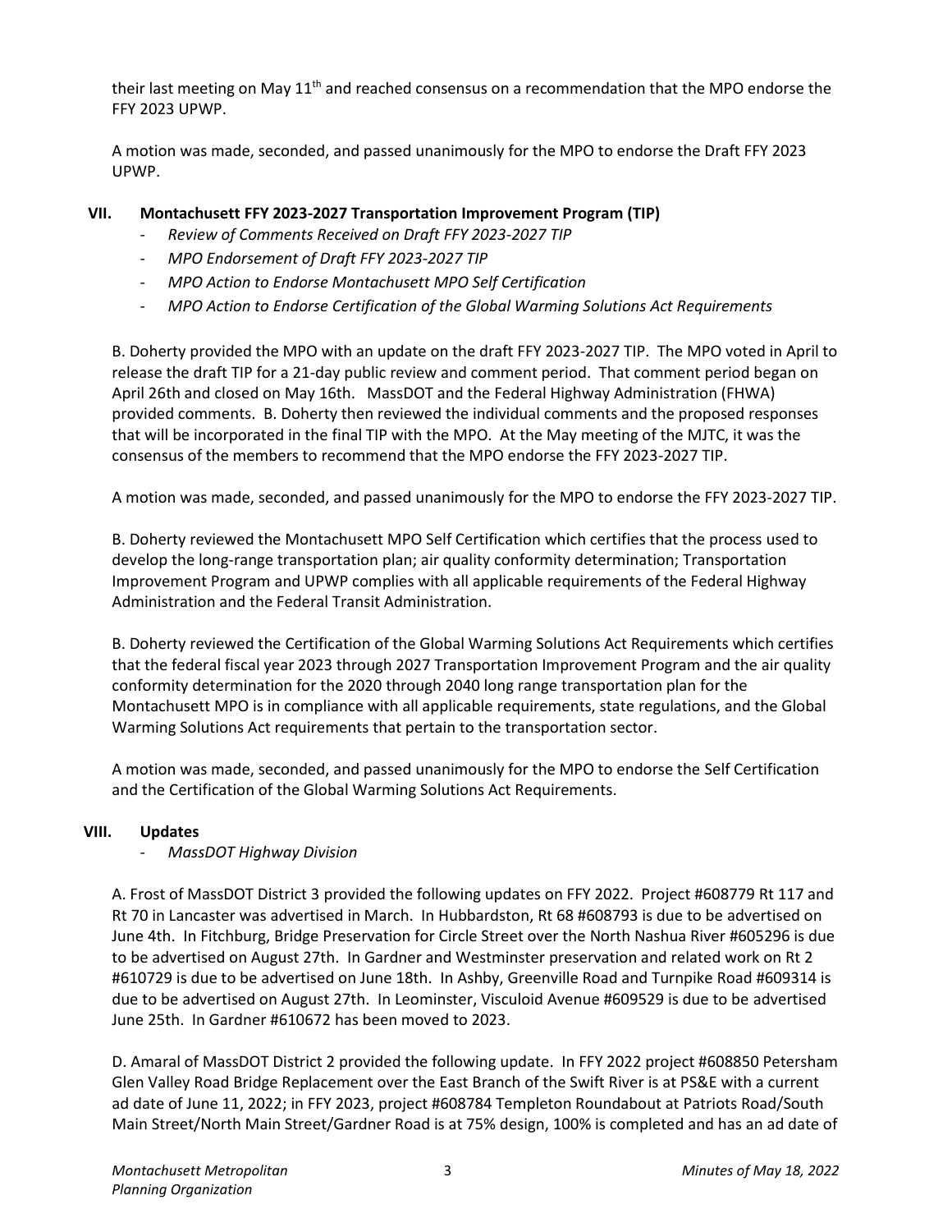their last meeting on May 11th and reached consensus on a recommendation that the MPO endorse the FFY 2023 UPWP.

A motion was made, seconded, and passed unanimously for the MPO to endorse the Draft FFY 2023 UPWP.

## VII. Montachusett FFY 2023-2027 Transportation Improvement Program (TIP)

- *Review of Comments Received on Draft FFY 2023-2027 TIP*
- *MPO Endorsement of Draft FFY 2023-2027 TIP*
- *MPO Action to Endorse Montachusett MPO Self Certification*
- *MPO Action to Endorse Certification of the Global Warming Solutions Act Requirements*

B. Doherty provided the MPO with an update on the draft FFY 2023-2027 TIP. The MPO voted in April to release the draft TIP for a 21-day public review and comment period. That comment period began on April 26th and closed on May 16th. MassDOT and the Federal Highway Administration (FHWA) provided comments. B. Doherty then reviewed the individual comments and the proposed responses that will be incorporated in the final TIP with the MPO. At the May meeting of the MJTC, it was the consensus of the members to recommend that the MPO endorse the FFY 2023-2027 TIP.

A motion was made, seconded, and passed unanimously for the MPO to endorse the FFY 2023-2027 TIP.

B. Doherty reviewed the Montachusett MPO Self Certification which certifies that the process used to develop the long-range transportation plan; air quality conformity determination; Transportation Improvement Program and UPWP complies with all applicable requirements of the Federal Highway Administration and the Federal Transit Administration.

B. Doherty reviewed the Certification of the Global Warming Solutions Act Requirements which certifies that the federal fiscal year 2023 through 2027 Transportation Improvement Program and the air quality conformity determination for the 2020 through 2040 long range transportation plan for the Montachusett MPO is in compliance with all applicable requirements, state regulations, and the Global Warming Solutions Act requirements that pertain to the transportation sector.

A motion was made, seconded, and passed unanimously for the MPO to endorse the Self Certification and the Certification of the Global Warming Solutions Act Requirements.

## VIII. Updates

- *MassDOT Highway Division*

A. Frost of MassDOT District 3 provided the following updates on FFY 2022. Project #608779 Rt 117 and Rt 70 in Lancaster was advertised in March. In Hubbardston, Rt 68 #608793 is due to be advertised on June 4th. In Fitchburg, Bridge Preservation for Circle Street over the North Nashua River #605296 is due to be advertised on August 27th. In Gardner and Westminster preservation and related work on Rt 2 #610729 is due to be advertised on June 18th. In Ashby, Greenville Road and Turnpike Road #609314 is due to be advertised on August 27th. In Leominster, Visculoid Avenue #609529 is due to be advertised June 25th. In Gardner #610672 has been moved to 2023.

D. Amaral of MassDOT District 2 provided the following update. In FFY 2022 project #608850 Petersham Glen Valley Road Bridge Replacement over the East Branch of the Swift River is at PS&E with a current ad date of June 11, 2022; in FFY 2023, project #608784 Templeton Roundabout at Patriots Road/South Main Street/North Main Street/Gardner Road is at 75% design, 100% is completed and has an ad date of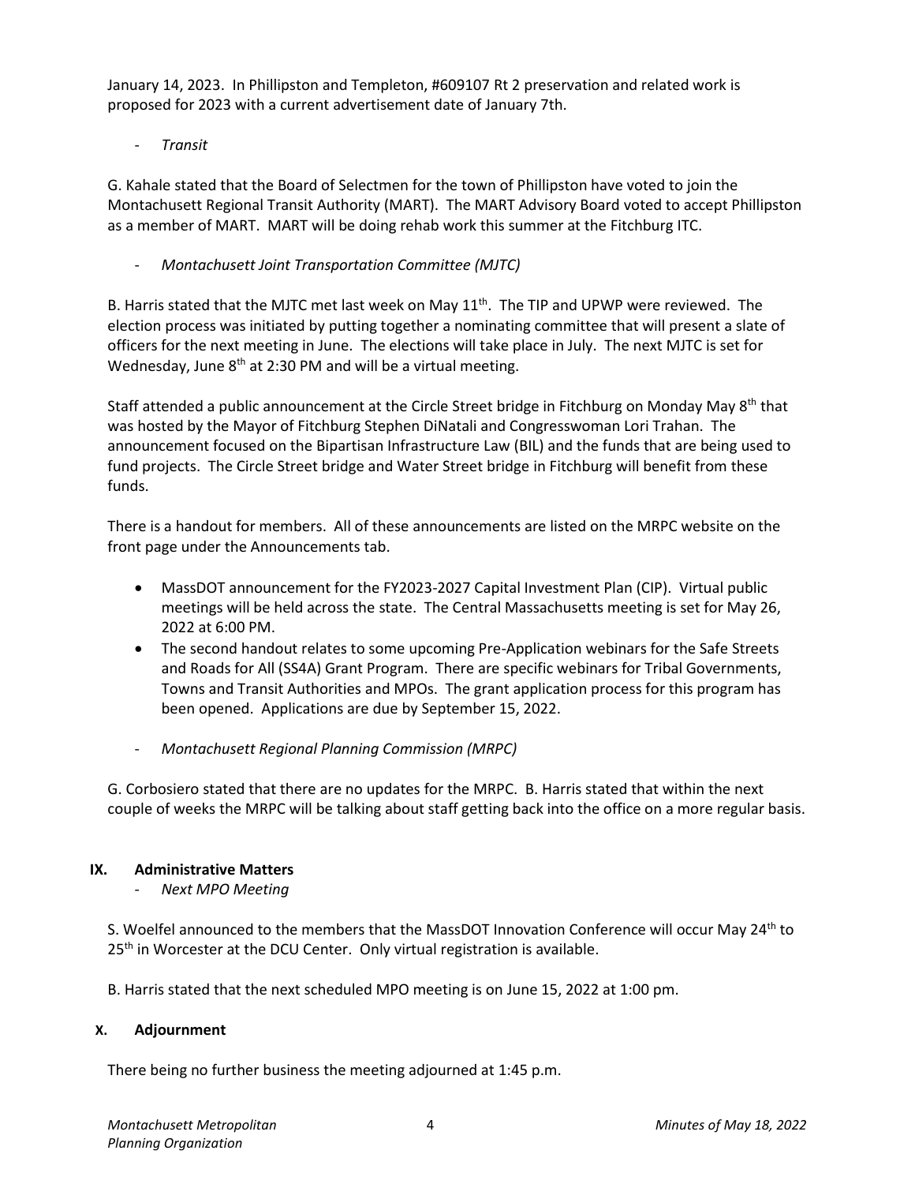January 14, 2023. In Phillipston and Templeton, #609107 Rt 2 preservation and related work is proposed for 2023 with a current advertisement date of January 7th.

- *Transit*

G. Kahale stated that the Board of Selectmen for the town of Phillipston have voted to join the Montachusett Regional Transit Authority (MART). The MART Advisory Board voted to accept Phillipston as a member of MART. MART will be doing rehab work this summer at the Fitchburg ITC.

- *Montachusett Joint Transportation Committee (MJTC)*

B. Harris stated that the MJTC met last week on May 11th. The TIP and UPWP were reviewed. The election process was initiated by putting together a nominating committee that will present a slate of officers for the next meeting in June. The elections will take place in July. The next MJTC is set for Wednesday, June 8th at 2:30 PM and will be a virtual meeting.

Staff attended a public announcement at the Circle Street bridge in Fitchburg on Monday May 8th that was hosted by the Mayor of Fitchburg Stephen DiNatali and Congresswoman Lori Trahan. The announcement focused on the Bipartisan Infrastructure Law (BIL) and the funds that are being used to fund projects. The Circle Street bridge and Water Street bridge in Fitchburg will benefit from these funds.

There is a handout for members. All of these announcements are listed on the MRPC website on the front page under the Announcements tab.

- MassDOT announcement for the FY2023-2027 Capital Investment Plan (CIP). Virtual public meetings will be held across the state. The Central Massachusetts meeting is set for May 26, 2022 at 6:00 PM.
- The second handout relates to some upcoming Pre-Application webinars for the Safe Streets and Roads for All (SS4A) Grant Program. There are specific webinars for Tribal Governments, Towns and Transit Authorities and MPOs. The grant application process for this program has been opened. Applications are due by September 15, 2022.

- *Montachusett Regional Planning Commission (MRPC)*

G. Corbosiero stated that there are no updates for the MRPC. B. Harris stated that within the next couple of weeks the MRPC will be talking about staff getting back into the office on a more regular basis.

## IX. Administrative Matters

- *Next MPO Meeting*

S. Woelfel announced to the members that the MassDOT Innovation Conference will occur May 24th to 25th in Worcester at the DCU Center. Only virtual registration is available.

B. Harris stated that the next scheduled MPO meeting is on June 15, 2022 at 1:00 pm.

## X. Adjournment

There being no further business the meeting adjourned at 1:45 p.m.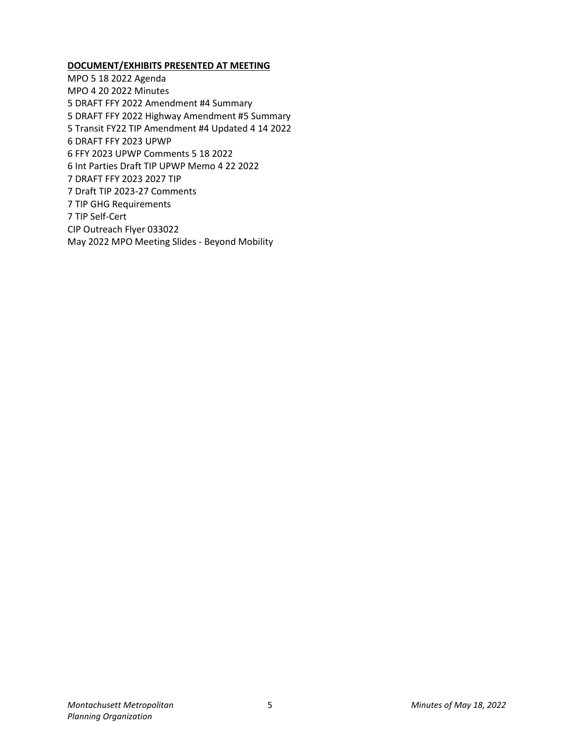**DOCUMENT/EXHIBITS PRESENTED AT MEETING**

MPO 5 18 2022 Agenda
MPO 4 20 2022 Minutes
5 DRAFT FFY 2022 Amendment #4 Summary
5 DRAFT FFY 2022 Highway Amendment #5 Summary
5 Transit FY22 TIP Amendment #4 Updated 4 14 2022
6 DRAFT FFY 2023 UPWP
6 FFY 2023 UPWP Comments 5 18 2022
6 Int Parties Draft TIP UPWP Memo 4 22 2022
7 DRAFT FFY 2023 2027 TIP
7 Draft TIP 2023-27 Comments
7 TIP GHG Requirements
7 TIP Self-Cert
CIP Outreach Flyer 033022
May 2022 MPO Meeting Slides - Beyond Mobility